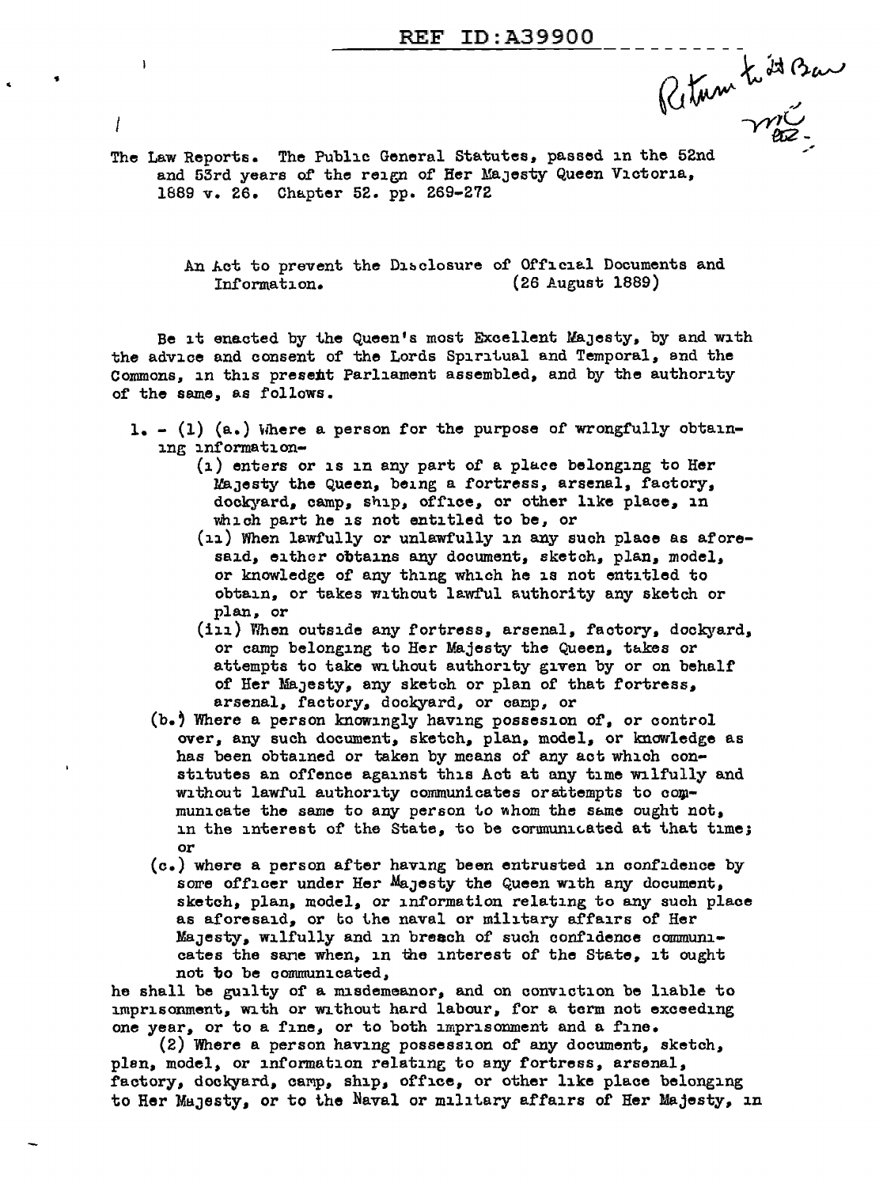REF ID:A39900

Return to 2d Bar
MC
[illegible]

The Law Reports. The Public General Statutes, passed in the 52nd and 53rd years of the reign of Her Majesty Queen Victoria, 1889 v. 26. Chapter 52. pp. 269-272

An Act to prevent the Disclosure of Official Documents and Information. (26 August 1889)

Be it enacted by the Queen's most Excellent Majesty, by and with the advice and consent of the Lords Spiritual and Temporal, and the Commons, in this present Parliament assembled, and by the authority of the same, as follows.

1. - (1) (a.) Where a person for the purpose of wrongfully obtaining information-
   - (i) enters or is in any part of a place belonging to Her Majesty the Queen, being a fortress, arsenal, factory, dockyard, camp, ship, office, or other like place, in which part he is not entitled to be, or
   - (ii) When lawfully or unlawfully in any such place as aforesaid, either obtains any document, sketch, plan, model, or knowledge of any thing which he is not entitled to obtain, or takes without lawful authority any sketch or plan, or
   - (iii) When outside any fortress, arsenal, factory, dockyard, or camp belonging to Her Majesty the Queen, takes or attempts to take without authority given by or on behalf of Her Majesty, any sketch or plan of that fortress, arsenal, factory, dockyard, or camp, or

   (b.) Where a person knowingly having possesion of, or control over, any such document, sketch, plan, model, or knowledge as has been obtained or taken by means of any act which constitutes an offence against this Act at any time wilfully and without lawful authority communicates orattempts to communicate the same to any person to whom the same ought not, in the interest of the State, to be communicated at that time; or

   (c.) where a person after having been entrusted in confidence by some officer under Her Majesty the Queen with any document, sketch, plan, model, or information relating to any such place as aforesaid, or to the naval or military affairs of Her Majesty, wilfully and in breach of such confidence communicates the same when, in the interest of the State, it ought not to be communicated,

he shall be guilty of a misdemeanor, and on conviction be liable to imprisonment, with or without hard labour, for a term not exceeding one year, or to a fine, or to both imprisonment and a fine.

(2) Where a person having possession of any document, sketch, plan, model, or information relating to any fortress, arsenal, factory, dockyard, camp, ship, office, or other like place belonging to Her Majesty, or to the Naval or military affairs of Her Majesty, in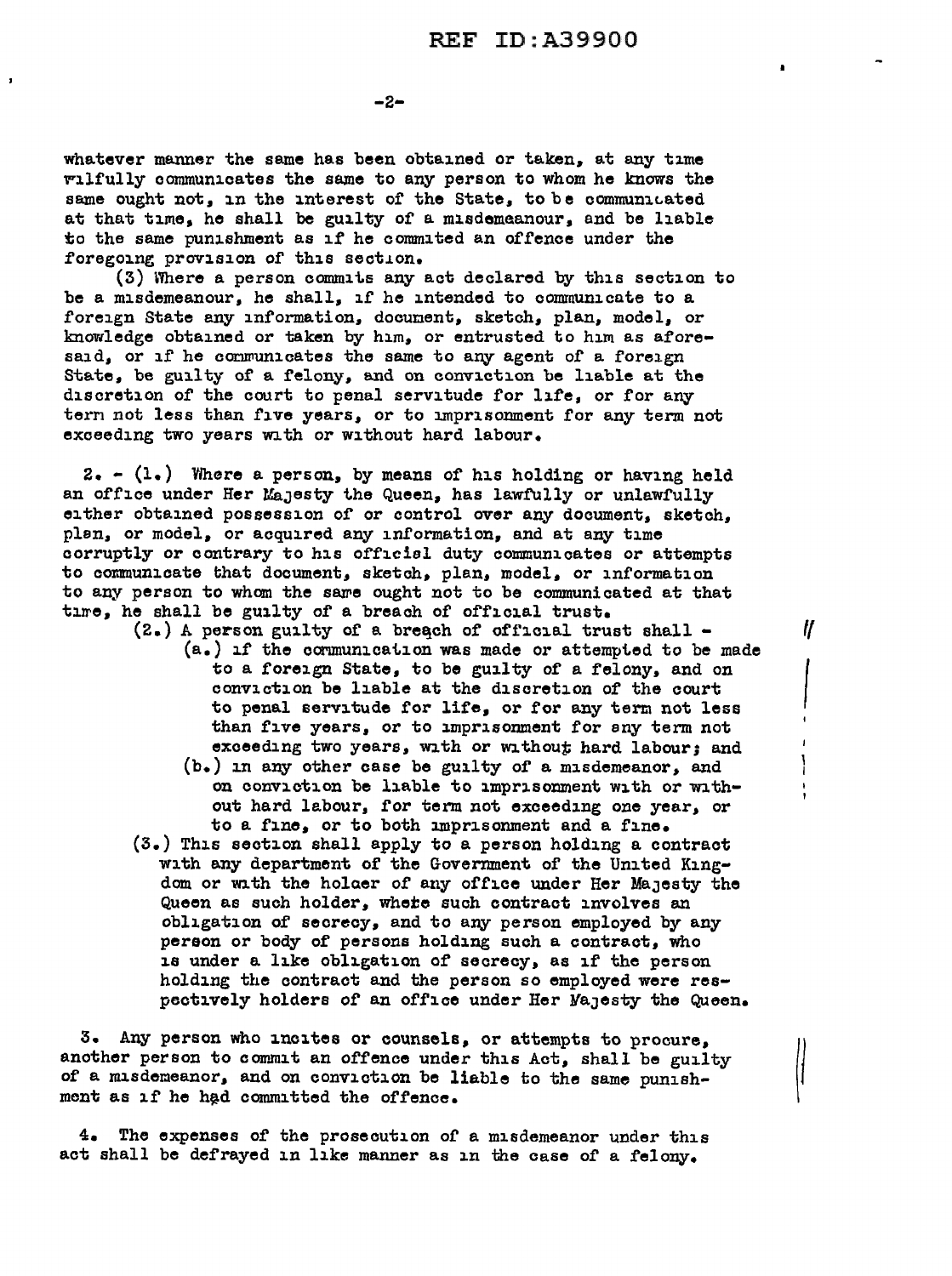whatever manner the same has been obtained or taken, at any time wilfully communicates the same to any person to whom he knows the same ought not, in the interest of the State, to be communicated at that time, he shall be guilty of a misdemeanour, and be liable to the same punishment as if he commited an offence under the foregoing provision of this section.

(3) Where a person commits any act declared by this section to be a misdemeanour, he shall, if he intended to communicate to a foreign State any information, document, sketch, plan, model, or knowledge obtained or taken by him, or entrusted to him as aforesaid, or if he communicates the same to any agent of a foreign State, be guilty of a felony, and on conviction be liable at the discretion of the court to penal servitude for life, or for any tern not less than five years, or to imprisonment for any term not exceeding two years with or without hard labour.

2. - (1.) Where a person, by means of his holding or having held an office under Her Majesty the Queen, has lawfully or unlawfully either obtained possession of or control over any document, sketch, plan, or model, or acquired any information, and at any time corruptly or contrary to his official duty communicates or attempts to communicate that document, sketch, plan, model, or information to any person to whom the same ought not to be communicated at that time, he shall be guilty of a breach of official trust.

(2.) A person guilty of a breach of official trust shall -

(a.) if the communication was made or attempted to be made to a foreign State, to be guilty of a felony, and on conviction be liable at the discretion of the court to penal servitude for life, or for any term not less than five years, or to imprisonment for any term not exceeding two years, with or without hard labour; and

(b.) in any other case be guilty of a misdemeanor, and on conviction be liable to imprisonment with or without hard labour, for term not exceeding one year, or to a fine, or to both imprisonment and a fine.

(3.) This section shall apply to a person holding a contract with any department of the Government of the United Kingdom or with the holder of any office under Her Majesty the Queen as such holder, where such contract involves an obligation of secrecy, and to any person employed by any person or body of persons holding such a contract, who is under a like obligation of secrecy, as if the person holding the contract and the person so employed were respectively holders of an office under Her Majesty the Queen.

3. Any person who incites or counsels, or attempts to procure, another person to commit an offence under this Act, shall be guilty of a misdemeanor, and on conviction be liable to the same punishment as if he had committed the offence.

4. The expenses of the prosecution of a misdemeanor under this act shall be defrayed in like manner as in the case of a felony.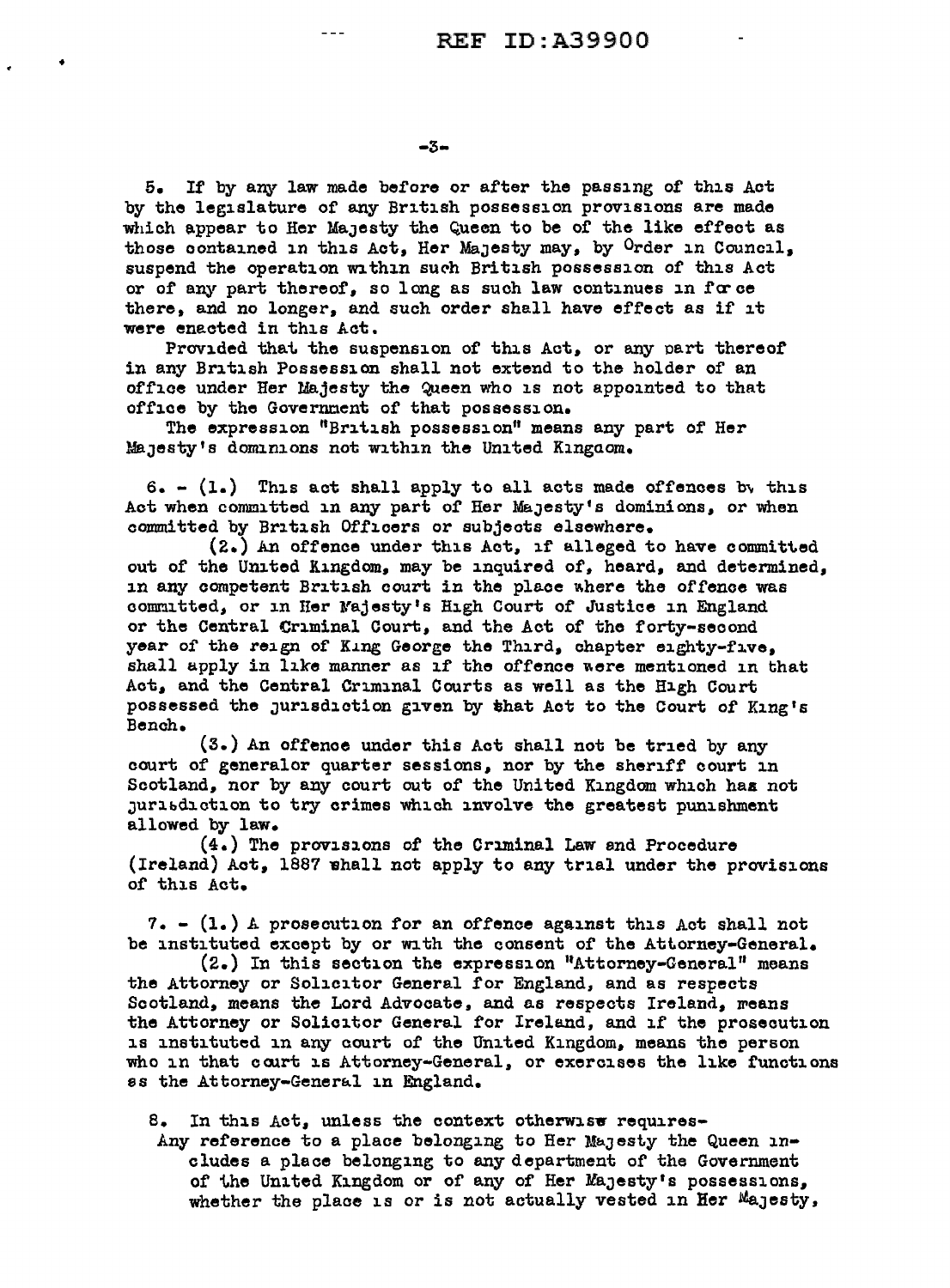5. If by any law made before or after the passing of this Act by the legislature of any British possession provisions are made which appear to Her Majesty the Queen to be of the like effect as those contained in this Act, Her Majesty may, by Order in Council, suspend the operation within such British possession of this Act or of any part thereof, so long as such law continues in force there, and no longer, and such order shall have effect as if it were enacted in this Act.

Provided that the suspension of this Act, or any part thereof in any British Possession shall not extend to the holder of an office under Her Majesty the Queen who is not appointed to that office by the Government of that possession.

The expression "British possession" means any part of Her Majesty's dominions not within the United Kingdom.

6. - (1.) This act shall apply to all acts made offences by this Act when committed in any part of Her Majesty's dominions, or when committed by British Officers or subjects elsewhere.

(2.) An offence under this Act, if alleged to have committed out of the United Kingdom, may be inquired of, heard, and determined, in any competent British court in the place where the offence was committed, or in Her Majesty's High Court of Justice in England or the Central Criminal Court, and the Act of the forty-second year of the reign of King George the Third, chapter eighty-five, shall apply in like manner as if the offence were mentioned in that Act, and the Central Criminal Courts as well as the High Court possessed the jurisdiction given by that Act to the Court of King's Bench.

(3.) An offence under this Act shall not be tried by any court of generalor quarter sessions, nor by the sheriff court in Scotland, nor by any court out of the United Kingdom which has not jurisdiction to try crimes which involve the greatest punishment allowed by law.

(4.) The provisions of the Criminal Law and Procedure (Ireland) Act, 1887 shall not apply to any trial under the provisions of this Act.

7. - (1.) A prosecution for an offence against this Act shall not be instituted except by or with the consent of the Attorney-General.

(2.) In this section the expression "Attorney-General" means the Attorney or Solicitor General for England, and as respects Scotland, means the Lord Advocate, and as respects Ireland, means the Attorney or Solicitor General for Ireland, and if the prosecution is instituted in any court of the United Kingdom, means the person who in that court is Attorney-General, or exercises the like functions as the Attorney-General in England.

8. In this Act, unless the context otherwise requires-

Any reference to a place belonging to Her Majesty the Queen includes a place belonging to any department of the Government of the United Kingdom or of any of Her Majesty's possessions, whether the place is or is not actually vested in Her Majesty,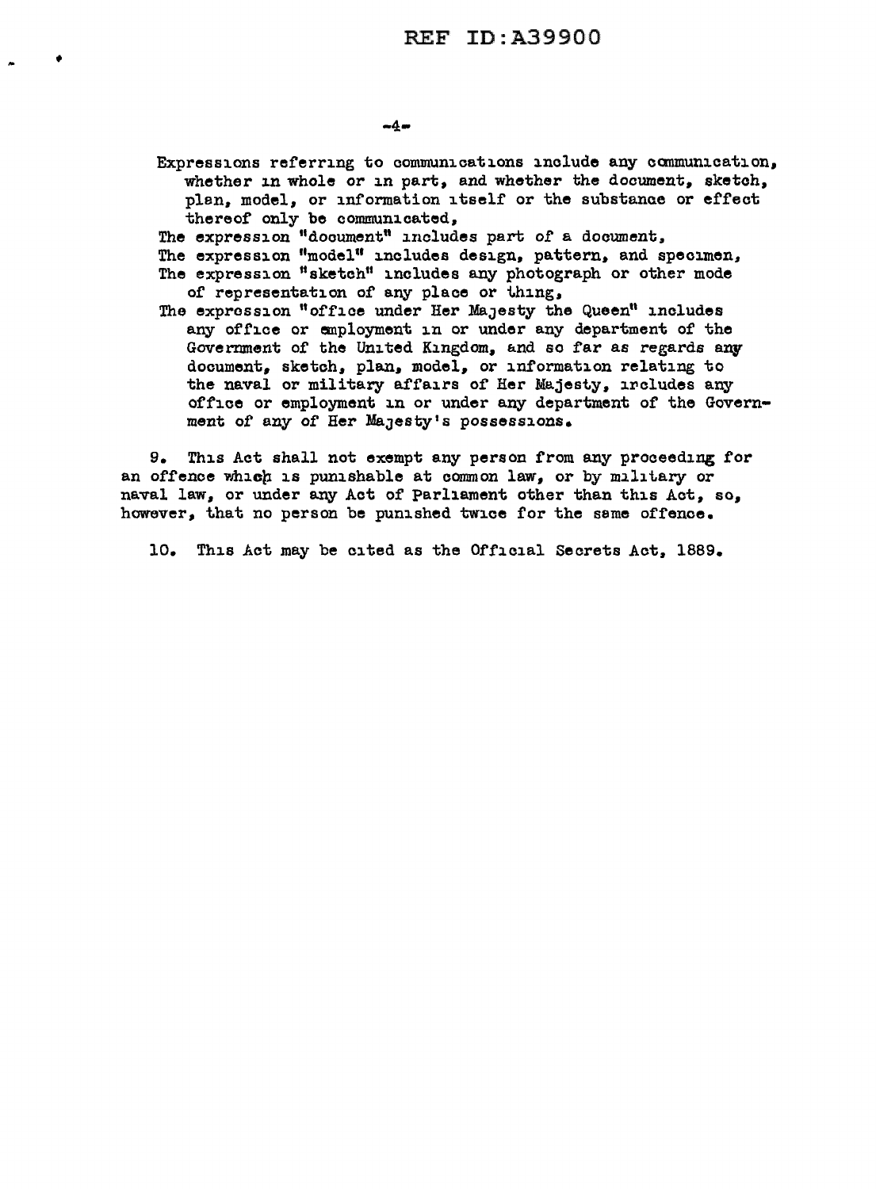Expressions referring to communications include any communication, whether in whole or in part, and whether the document, sketch, plan, model, or information itself or the substance or effect thereof only be communicated,

The expression "document" includes part of a document,

The expression "model" includes design, pattern, and specimen,

The expression "sketch" includes any photograph or other mode of representation of any place or thing,

The expression "office under Her Majesty the Queen" includes any office or employment in or under any department of the Government of the United Kingdom, and so far as regards any document, sketch, plan, model, or information relating to the naval or military affairs of Her Majesty, includes any office or employment in or under any department of the Government of any of Her Majesty's possessions.

9. This Act shall not exempt any person from any proceeding for an offence which is punishable at common law, or by military or naval law, or under any Act of Parliament other than this Act, so, however, that no person be punished twice for the same offence.

10. This Act may be cited as the Official Secrets Act, 1889.